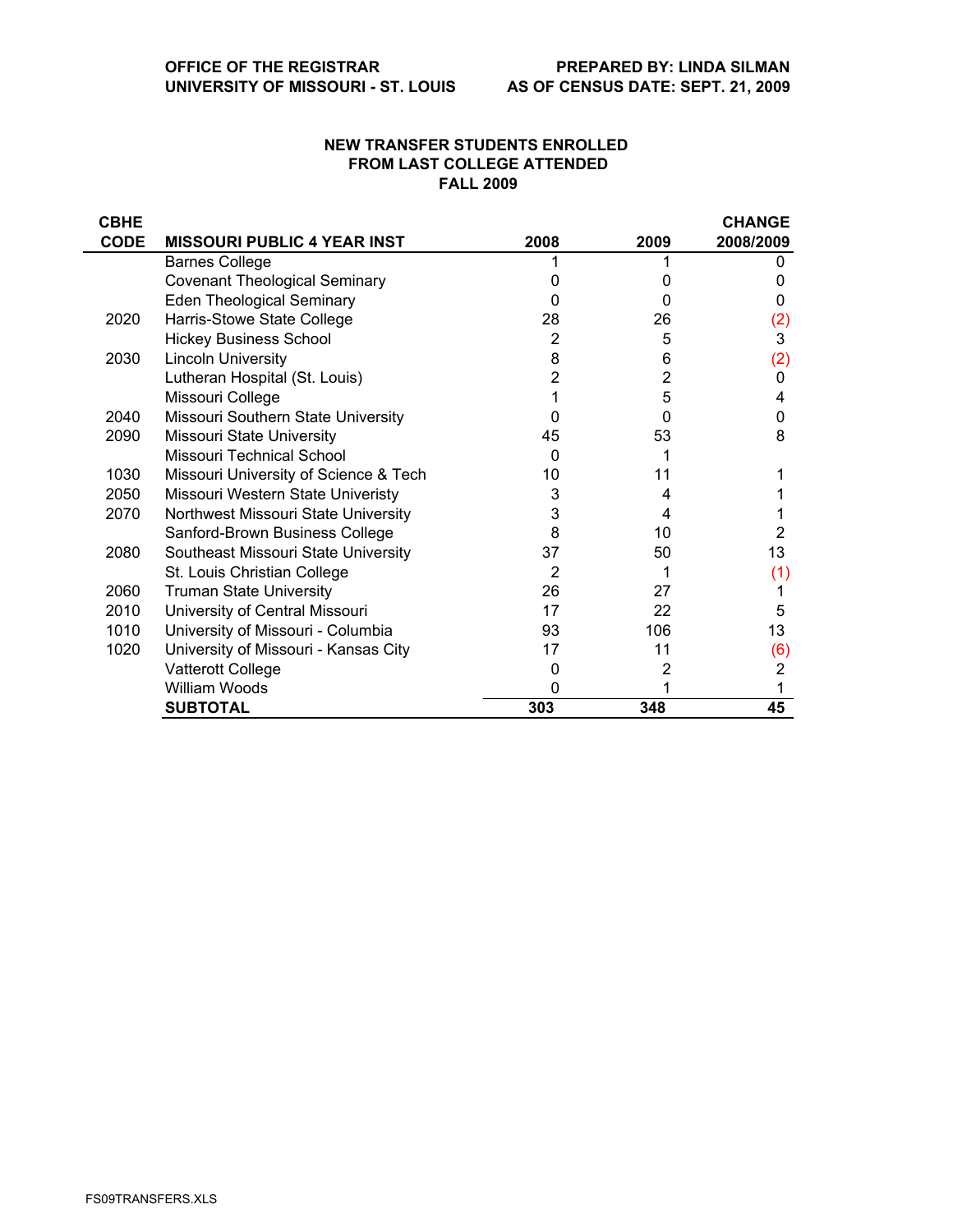OFFICE OF THE REGISTRAR
UNIVERSITY OF MISSOURI - ST. LOUIS

PREPARED BY: LINDA SILMAN
AS OF CENSUS DATE: SEPT. 21, 2009

## NEW TRANSFER STUDENTS ENROLLED FROM LAST COLLEGE ATTENDED FALL 2009

| CBHE CODE | MISSOURI PUBLIC 4 YEAR INST | 2008 | 2009 | CHANGE 2008/2009 |
|---|---|---|---|---|
| | Barnes College | 1 | 1 | 0 |
| | Covenant Theological Seminary | 0 | 0 | 0 |
| | Eden Theological Seminary | 0 | 0 | 0 |
| 2020 | Harris-Stowe State College | 28 | 26 | (2) |
| | Hickey Business School | 2 | 5 | 3 |
| 2030 | Lincoln University | 8 | 6 | (2) |
| | Lutheran Hospital (St. Louis) | 2 | 2 | 0 |
| | Missouri College | 1 | 5 | 4 |
| 2040 | Missouri Southern State University | 0 | 0 | 0 |
| 2090 | Missouri State University | 45 | 53 | 8 |
| | Missouri Technical School | 0 | 1 | |
| 1030 | Missouri University of Science & Tech | 10 | 11 | 1 |
| 2050 | Missouri Western State Univeristy | 3 | 4 | 1 |
| 2070 | Northwest Missouri State University | 3 | 4 | 1 |
| | Sanford-Brown Business College | 8 | 10 | 2 |
| 2080 | Southeast Missouri State University | 37 | 50 | 13 |
| | St. Louis Christian College | 2 | 1 | (1) |
| 2060 | Truman State University | 26 | 27 | 1 |
| 2010 | University of Central Missouri | 17 | 22 | 5 |
| 1010 | University of Missouri - Columbia | 93 | 106 | 13 |
| 1020 | University of Missouri - Kansas City | 17 | 11 | (6) |
| | Vatterott College | 0 | 2 | 2 |
| | William Woods | 0 | 1 | 1 |
| | **SUBTOTAL** | **303** | **348** | **45** |

FS09TRANSFERS.XLS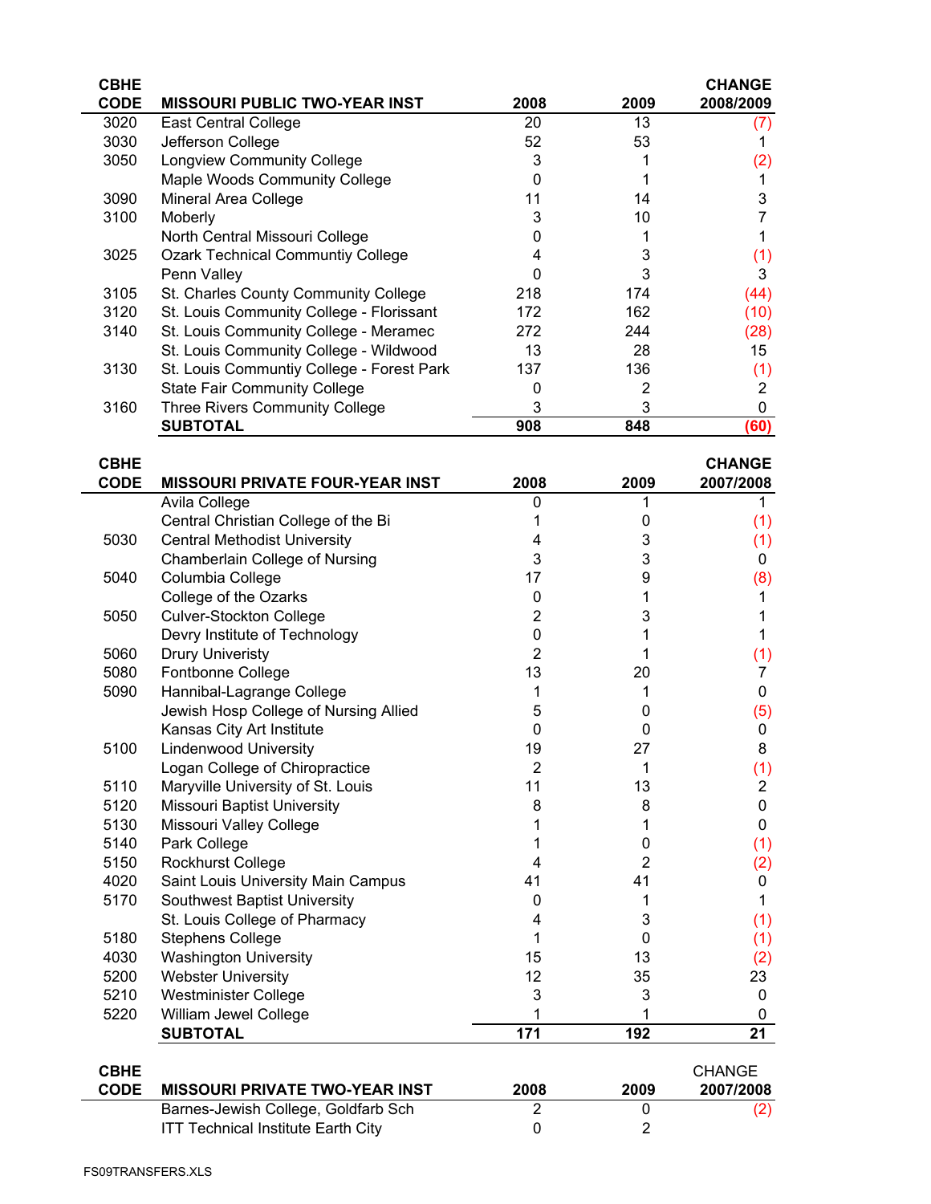| CBHE CODE | MISSOURI PUBLIC TWO-YEAR INST | 2008 | 2009 | CHANGE 2008/2009 |
|---|---|---|---|---|
| 3020 | East Central College | 20 | 13 | (7) |
| 3030 | Jefferson College | 52 | 53 | 1 |
| 3050 | Longview Community College | 3 | 1 | (2) |
| | Maple Woods Community College | 0 | 1 | 1 |
| 3090 | Mineral Area College | 11 | 14 | 3 |
| 3100 | Moberly | 3 | 10 | 7 |
| | North Central Missouri College | 0 | 1 | 1 |
| 3025 | Ozark Technical Communtiy College | 4 | 3 | (1) |
| | Penn Valley | 0 | 3 | 3 |
| 3105 | St. Charles County Community College | 218 | 174 | (44) |
| 3120 | St. Louis Community College - Florissant | 172 | 162 | (10) |
| 3140 | St. Louis Community College - Meramec | 272 | 244 | (28) |
| | St. Louis Community College - Wildwood | 13 | 28 | 15 |
| 3130 | St. Louis Communtiy College - Forest Park | 137 | 136 | (1) |
| | State Fair Community College | 0 | 2 | 2 |
| 3160 | Three Rivers Community College | 3 | 3 | 0 |
| | **SUBTOTAL** | **908** | **848** | **(60)** |

| CBHE CODE | MISSOURI PRIVATE FOUR-YEAR INST | 2008 | 2009 | CHANGE 2007/2008 |
|---|---|---|---|---|
| | Avila College | 0 | 1 | 1 |
| | Central Christian College of the Bi | 1 | 0 | (1) |
| 5030 | Central Methodist University | 4 | 3 | (1) |
| | Chamberlain College of Nursing | 3 | 3 | 0 |
| 5040 | Columbia College | 17 | 9 | (8) |
| | College of the Ozarks | 0 | 1 | 1 |
| 5050 | Culver-Stockton College | 2 | 3 | 1 |
| | Devry Institute of Technology | 0 | 1 | 1 |
| 5060 | Drury Univeristy | 2 | 1 | (1) |
| 5080 | Fontbonne College | 13 | 20 | 7 |
| 5090 | Hannibal-Lagrange College | 1 | 1 | 0 |
| | Jewish Hosp College of Nursing Allied | 5 | 0 | (5) |
| | Kansas City Art Institute | 0 | 0 | 0 |
| 5100 | Lindenwood University | 19 | 27 | 8 |
| | Logan College of Chiropractice | 2 | 1 | (1) |
| 5110 | Maryville University of St. Louis | 11 | 13 | 2 |
| 5120 | Missouri Baptist University | 8 | 8 | 0 |
| 5130 | Missouri Valley College | 1 | 1 | 0 |
| 5140 | Park College | 1 | 0 | (1) |
| 5150 | Rockhurst College | 4 | 2 | (2) |
| 4020 | Saint Louis University Main Campus | 41 | 41 | 0 |
| 5170 | Southwest Baptist University | 0 | 1 | 1 |
| | St. Louis College of Pharmacy | 4 | 3 | (1) |
| 5180 | Stephens College | 1 | 0 | (1) |
| 4030 | Washington University | 15 | 13 | (2) |
| 5200 | Webster University | 12 | 35 | 23 |
| 5210 | Westminister College | 3 | 3 | 0 |
| 5220 | William Jewel College | 1 | 1 | 0 |
| | **SUBTOTAL** | **171** | **192** | **21** |

| CBHE CODE | MISSOURI PRIVATE TWO-YEAR INST | 2008 | 2009 | CHANGE 2007/2008 |
|---|---|---|---|---|
| | Barnes-Jewish College, Goldfarb Sch | 2 | 0 | (2) |
| | ITT Technical Institute Earth City | 0 | 2 | |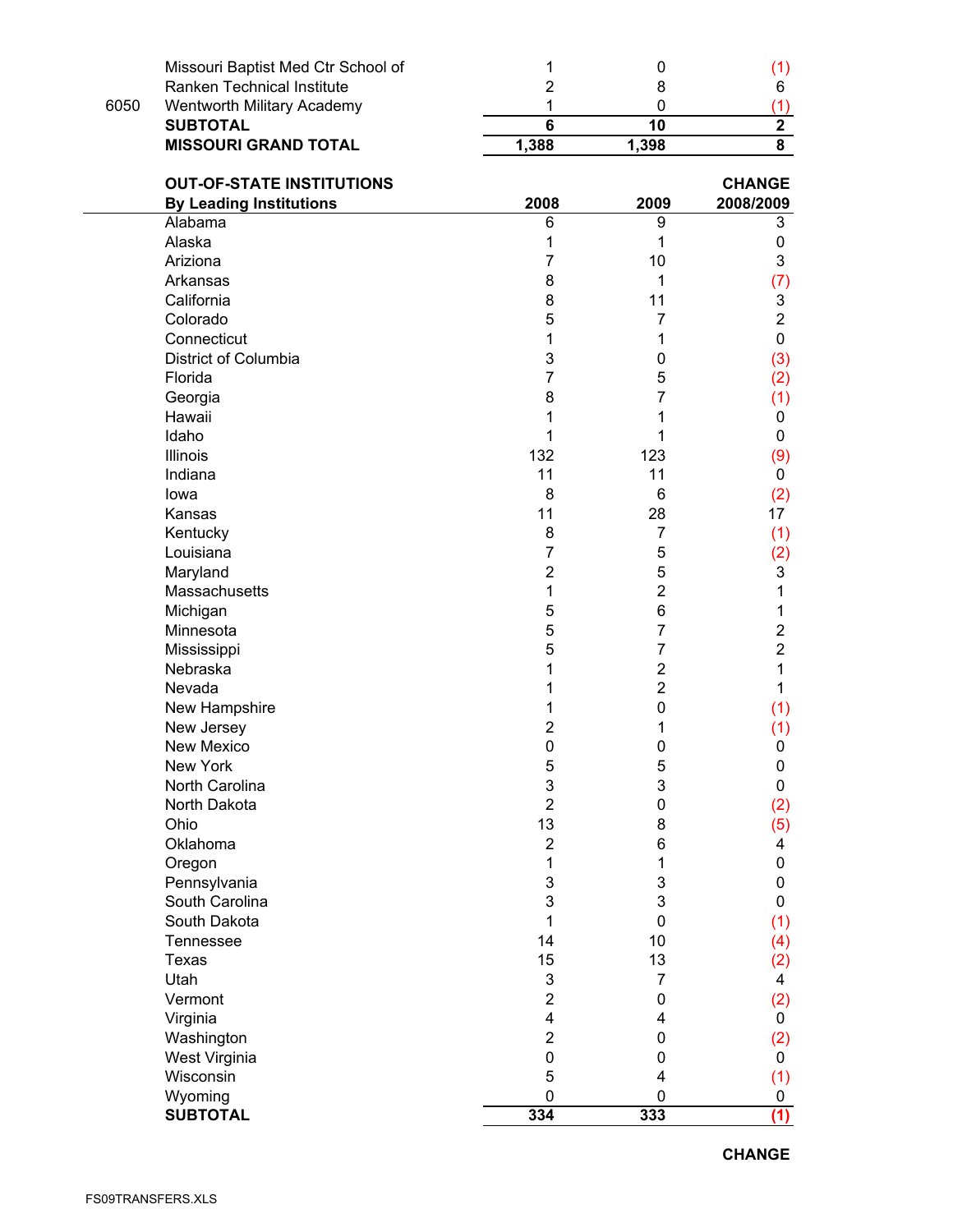| | | | | |
|---|---|---|---|---|
| | Missouri Baptist Med Ctr School of | 1 | 0 | (1) |
| | Ranken Technical Institute | 2 | 8 | 6 |
| 6050 | Wentworth Military Academy | 1 | 0 | (1) |
| | **SUBTOTAL** | **6** | **10** | **2** |
| | **MISSOURI GRAND TOTAL** | **1,388** | **1,398** | **8** |

| **OUT-OF-STATE INSTITUTIONS By Leading Institutions** | **2008** | **2009** | **CHANGE 2008/2009** |
|---|---|---|---|
| Alabama | 6 | 9 | 3 |
| Alaska | 1 | 1 | 0 |
| Ariziona | 7 | 10 | 3 |
| Arkansas | 8 | 1 | (7) |
| California | 8 | 11 | 3 |
| Colorado | 5 | 7 | 2 |
| Connecticut | 1 | 1 | 0 |
| District of Columbia | 3 | 0 | (3) |
| Florida | 7 | 5 | (2) |
| Georgia | 8 | 7 | (1) |
| Hawaii | 1 | 1 | 0 |
| Idaho | 1 | 1 | 0 |
| Illinois | 132 | 123 | (9) |
| Indiana | 11 | 11 | 0 |
| Iowa | 8 | 6 | (2) |
| Kansas | 11 | 28 | 17 |
| Kentucky | 8 | 7 | (1) |
| Louisiana | 7 | 5 | (2) |
| Maryland | 2 | 5 | 3 |
| Massachusetts | 1 | 2 | 1 |
| Michigan | 5 | 6 | 1 |
| Minnesota | 5 | 7 | 2 |
| Mississippi | 5 | 7 | 2 |
| Nebraska | 1 | 2 | 1 |
| Nevada | 1 | 2 | 1 |
| New Hampshire | 1 | 0 | (1) |
| New Jersey | 2 | 1 | (1) |
| New Mexico | 0 | 0 | 0 |
| New York | 5 | 5 | 0 |
| North Carolina | 3 | 3 | 0 |
| North Dakota | 2 | 0 | (2) |
| Ohio | 13 | 8 | (5) |
| Oklahoma | 2 | 6 | 4 |
| Oregon | 1 | 1 | 0 |
| Pennsylvania | 3 | 3 | 0 |
| South Carolina | 3 | 3 | 0 |
| South Dakota | 1 | 0 | (1) |
| Tennessee | 14 | 10 | (4) |
| Texas | 15 | 13 | (2) |
| Utah | 3 | 7 | 4 |
| Vermont | 2 | 0 | (2) |
| Virginia | 4 | 4 | 0 |
| Washington | 2 | 0 | (2) |
| West Virginia | 0 | 0 | 0 |
| Wisconsin | 5 | 4 | (1) |
| Wyoming | 0 | 0 | 0 |
| **SUBTOTAL** | **334** | **333** | **(1)** |

**CHANGE**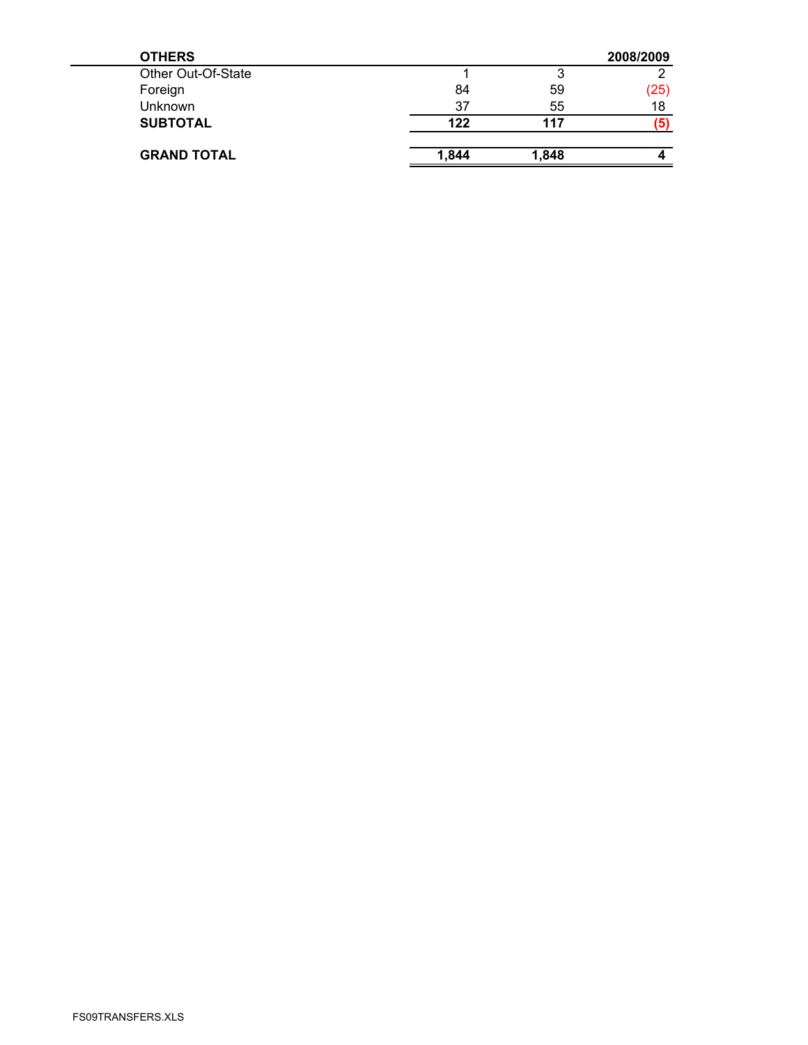| OTHERS | | | 2008/2009 |
|---|---|---|---|
| Other Out-Of-State | 1 | 3 | 2 |
| Foreign | 84 | 59 | (25) |
| Unknown | 37 | 55 | 18 |
| **SUBTOTAL** | **122** | **117** | **(5)** |
| | | | |
| **GRAND TOTAL** | **1,844** | **1,848** | **4** |

FS09TRANSFERS.XLS